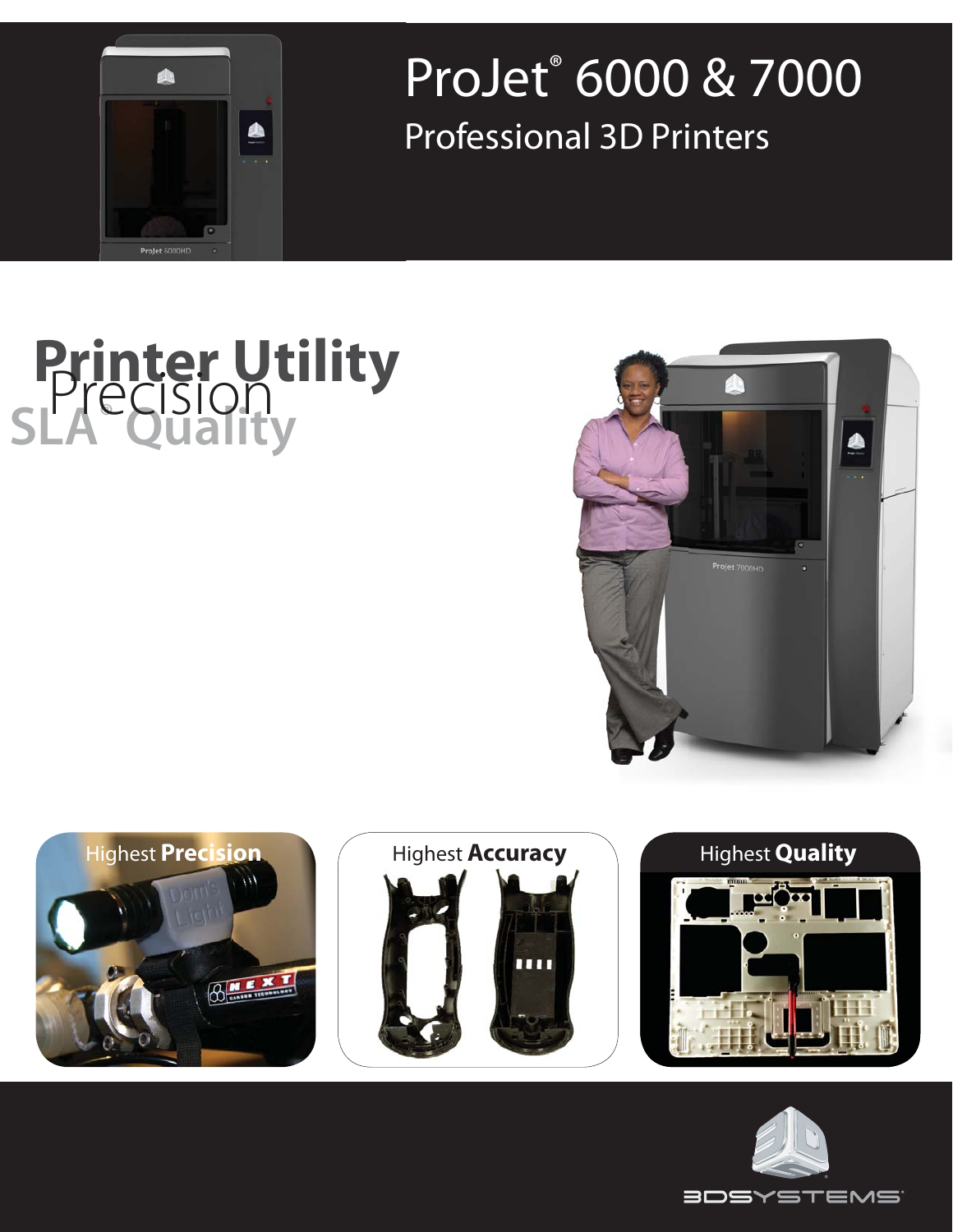# ProJet® 6000 & 7000

## Professional 3D Printers

## Printer Utility

## Precision

## SLA® Quality

Highest **Precision**

Highest **Accuracy**

Highest **Quality**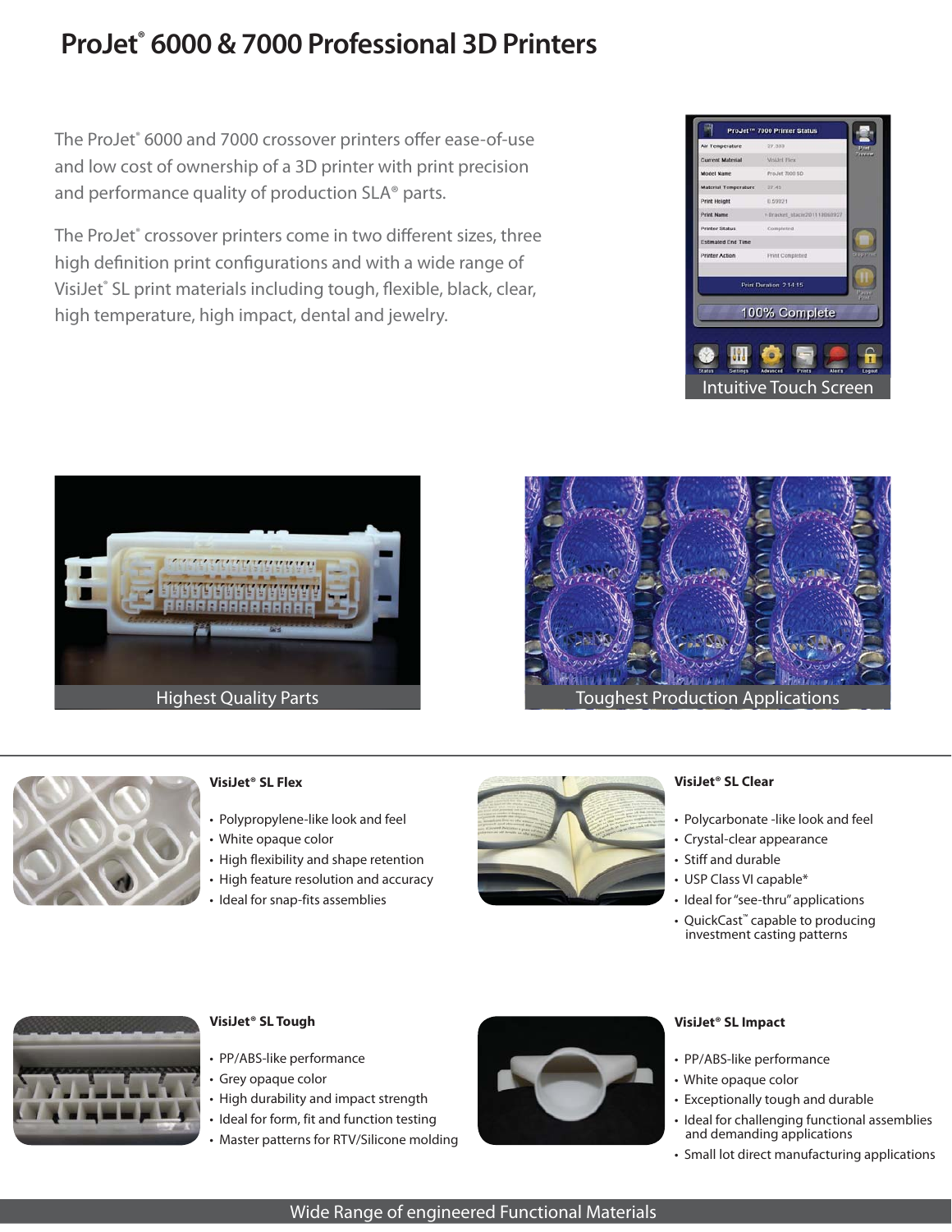# ProJet® 6000 & 7000 Professional 3D Printers

The ProJet® 6000 and 7000 crossover printers offer ease-of-use and low cost of ownership of a 3D printer with print precision and performance quality of production SLA® parts.

The ProJet® crossover printers come in two different sizes, three high definition print configurations and with a wide range of VisiJet® SL print materials including tough, flexible, black, clear, high temperature, high impact, dental and jewelry.

Intuitive Touch Screen

Highest Quality Parts

Toughest Production Applications

### VisiJet® SL Flex

- Polypropylene-like look and feel
- White opaque color
- High flexibility and shape retention
- High feature resolution and accuracy
- Ideal for snap-fits assemblies

### VisiJet® SL Clear

- Polycarbonate -like look and feel
- Crystal-clear appearance
- Stiff and durable
- USP Class VI capable*
- Ideal for "see-thru" applications
- QuickCast™ capable to producing investment casting patterns

### VisiJet® SL Tough

- PP/ABS-like performance
- Grey opaque color
- High durability and impact strength
- Ideal for form, fit and function testing
- Master patterns for RTV/Silicone molding

### VisiJet® SL Impact

- PP/ABS-like performance
- White opaque color
- Exceptionally tough and durable
- Ideal for challenging functional assemblies and demanding applications
- Small lot direct manufacturing applications

Wide Range of engineered Functional Materials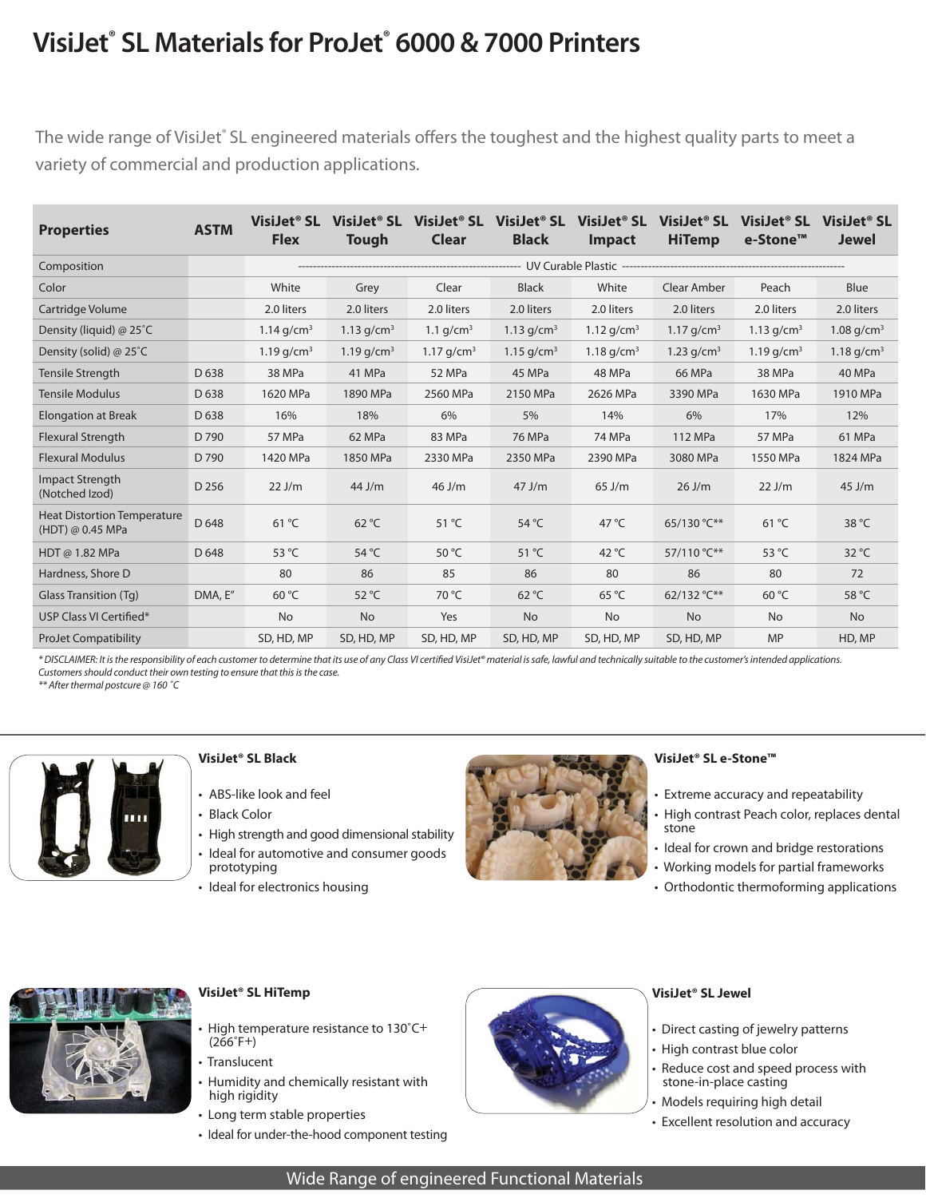# VisiJet® SL Materials for ProJet® 6000 & 7000 Printers

The wide range of VisiJet® SL engineered materials offers the toughest and the highest quality parts to meet a variety of commercial and production applications.

| Properties | ASTM | VisiJet® SL Flex | VisiJet® SL Tough | VisiJet® SL Clear | VisiJet® SL Black | VisiJet® SL Impact | VisiJet® SL HiTemp | VisiJet® SL e-Stone™ | VisiJet® SL Jewel |
|---|---|---|---|---|---|---|---|---|---|
| Composition | | UV Curable Plastic | | | | | | | |
| Color | | White | Grey | Clear | Black | White | Clear Amber | Peach | Blue |
| Cartridge Volume | | 2.0 liters | 2.0 liters | 2.0 liters | 2.0 liters | 2.0 liters | 2.0 liters | 2.0 liters | 2.0 liters |
| Density (liquid) @ 25˚C | | 1.14 g/cm³ | 1.13 g/cm³ | 1.1 g/cm³ | 1.13 g/cm³ | 1.12 g/cm³ | 1.17 g/cm³ | 1.13 g/cm³ | 1.08 g/cm³ |
| Density (solid) @ 25˚C | | 1.19 g/cm³ | 1.19 g/cm³ | 1.17 g/cm³ | 1.15 g/cm³ | 1.18 g/cm³ | 1.23 g/cm³ | 1.19 g/cm³ | 1.18 g/cm³ |
| Tensile Strength | D 638 | 38 MPa | 41 MPa | 52 MPa | 45 MPa | 48 MPa | 66 MPa | 38 MPa | 40 MPa |
| Tensile Modulus | D 638 | 1620 MPa | 1890 MPa | 2560 MPa | 2150 MPa | 2626 MPa | 3390 MPa | 1630 MPa | 1910 MPa |
| Elongation at Break | D 638 | 16% | 18% | 6% | 5% | 14% | 6% | 17% | 12% |
| Flexural Strength | D 790 | 57 MPa | 62 MPa | 83 MPa | 76 MPa | 74 MPa | 112 MPa | 57 MPa | 61 MPa |
| Flexural Modulus | D 790 | 1420 MPa | 1850 MPa | 2330 MPa | 2350 MPa | 2390 MPa | 3080 MPa | 1550 MPa | 1824 MPa |
| Impact Strength (Notched Izod) | D 256 | 22 J/m | 44 J/m | 46 J/m | 47 J/m | 65 J/m | 26 J/m | 22 J/m | 45 J/m |
| Heat Distortion Temperature (HDT) @ 0.45 MPa | D 648 | 61 °C | 62 °C | 51 °C | 54 °C | 47 °C | 65/130 °C** | 61 °C | 38 °C |
| HDT @ 1.82 MPa | D 648 | 53 °C | 54 °C | 50 °C | 51 °C | 42 °C | 57/110 °C** | 53 °C | 32 °C |
| Hardness, Shore D | | 80 | 86 | 85 | 86 | 80 | 86 | 80 | 72 |
| Glass Transition (Tg) | DMA, E" | 60 °C | 52 °C | 70 °C | 62 °C | 65 °C | 62/132 °C** | 60 °C | 58 °C |
| USP Class VI Certified* | | No | No | Yes | No | No | No | No | No |
| ProJet Compatibility | | SD, HD, MP | SD, HD, MP | SD, HD, MP | SD, HD, MP | SD, HD, MP | SD, HD, MP | MP | HD, MP |

*\* DISCLAIMER: It is the responsibility of each customer to determine that its use of any Class VI certified VisiJet® material is safe, lawful and technically suitable to the customer's intended applications. Customers should conduct their own testing to ensure that this is the case.*
*\*\* After thermal postcure @ 160 ˚C*

**VisiJet® SL Black**

- ABS-like look and feel
- Black Color
- High strength and good dimensional stability
- Ideal for automotive and consumer goods prototyping
- Ideal for electronics housing

**VisiJet® SL e-Stone™**

- Extreme accuracy and repeatability
- High contrast Peach color, replaces dental stone
- Ideal for crown and bridge restorations
- Working models for partial frameworks
- Orthodontic thermoforming applications

**VisiJet® SL HiTemp**

- High temperature resistance to 130˚C+ (266˚F+)
- Translucent
- Humidity and chemically resistant with high rigidity
- Long term stable properties
- Ideal for under-the-hood component testing

**VisiJet® SL Jewel**

- Direct casting of jewelry patterns
- High contrast blue color
- Reduce cost and speed process with stone-in-place casting
- Models requiring high detail
- Excellent resolution and accuracy

Wide Range of engineered Functional Materials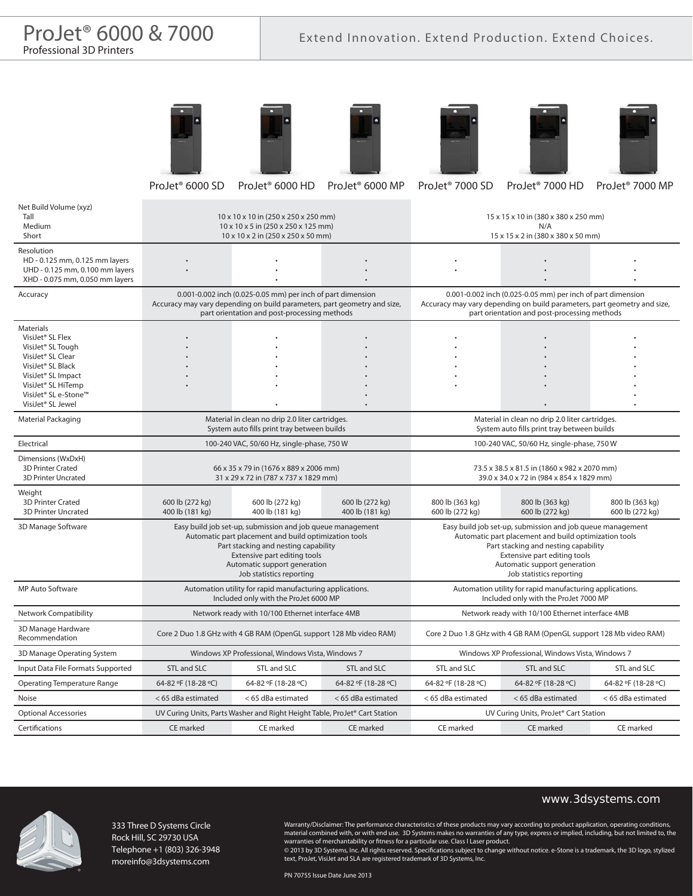| | ProJet® 6000 SD | ProJet® 6000 HD | ProJet® 6000 MP | ProJet® 7000 SD | ProJet® 7000 HD | ProJet® 7000 MP |
|---|---|---|---|---|---|---|
| **Net Build Volume (xyz)** | | | | | | |
| Tall | 10 x 10 x 10 in (250 x 250 x 250 mm) | | | 15 x 15 x 10 in (380 x 380 x 250 mm) | | |
| Medium | 10 x 10 x 5 in (250 x 250 x 125 mm) | | | N/A | | |
| Short | 10 x 10 x 2 in (250 x 250 x 50 mm) | | | 15 x 15 x 2 in (380 x 380 x 50 mm) | | |
| **Resolution** | | | | | | |
| HD - 0.125 mm, 0.125 mm layers | • | • | • | • | • | • |
| UHD - 0.125 mm, 0.100 mm layers | • | • | • | • | • | • |
| XHD - 0.075 mm, 0.050 mm layers | | • | • | | • | • |
| **Accuracy** | 0.001-0.002 inch (0.025-0.05 mm) per inch of part dimension. Accuracy may vary depending on build parameters, part geometry and size, part orientation and post-processing methods | | | 0.001-0.002 inch (0.025-0.05 mm) per inch of part dimension. Accuracy may vary depending on build parameters, part geometry and size, part orientation and post-processing methods | | |
| **Materials** | | | | | | |
| VisiJet® SL Flex | • | • | • | • | • | • |
| VisiJet® SL Tough | • | • | • | • | • | • |
| VisiJet® SL Clear | • | • | • | • | • | • |
| VisiJet® SL Black | • | • | • | • | • | • |
| VisiJet® SL Impact | • | • | • | • | • | • |
| VisiJet® SL HiTemp | • | • | • | • | • | • |
| VisiJet® SL e-Stone™ | | | • | | | • |
| VisiJet® SL Jewel | | • | • | | • | • |
| **Material Packaging** | Material in clean no drip 2.0 liter cartridges. System auto fills print tray between builds | | | Material in clean no drip 2.0 liter cartridges. System auto fills print tray between builds | | |
| **Electrical** | 100-240 VAC, 50/60 Hz, single-phase, 750 W | | | 100-240 VAC, 50/60 Hz, single-phase, 750 W | | |
| **Dimensions (WxDxH)** | | | | | | |
| 3D Printer Crated | 66 x 35 x 79 in (1676 x 889 x 2006 mm) | | | 73.5 x 38.5 x 81.5 in (1860 x 982 x 2070 mm) | | |
| 3D Printer Uncrated | 31 x 29 x 72 in (787 x 737 x 1829 mm) | | | 39.0 x 34.0 x 72 in (984 x 854 x 1829 mm) | | |
| **Weight** | | | | | | |
| 3D Printer Crated | 600 lb (272 kg) | 600 lb (272 kg) | 600 lb (272 kg) | 800 lb (363 kg) | 800 lb (363 kg) | 800 lb (363 kg) |
| 3D Printer Uncrated | 400 lb (181 kg) | 400 lb (181 kg) | 400 lb (181 kg) | 600 lb (272 kg) | 600 lb (272 kg) | 600 lb (272 kg) |
| **3D Manage Software** | Easy build job set-up, submission and job queue management; Automatic part placement and build optimization tools; Part stacking and nesting capability; Extensive part editing tools; Automatic support generation; Job statistics reporting | | | Easy build job set-up, submission and job queue management; Automatic part placement and build optimization tools; Part stacking and nesting capability; Extensive part editing tools; Automatic support generation; Job statistics reporting | | |
| **MP Auto Software** | Automation utility for rapid manufacturing applications. Included only with the ProJet 6000 MP | | | Automation utility for rapid manufacturing applications. Included only with the ProJet 7000 MP | | |
| **Network Compatibility** | Network ready with 10/100 Ethernet interface 4MB | | | Network ready with 10/100 Ethernet interface 4MB | | |
| **3D Manage Hardware Recommendation** | Core 2 Duo 1.8 GHz with 4 GB RAM (OpenGL support 128 Mb video RAM) | | | Core 2 Duo 1.8 GHz with 4 GB RAM (OpenGL support 128 Mb video RAM) | | |
| **3D Manage Operating System** | Windows XP Professional, Windows Vista, Windows 7 | | | Windows XP Professional, Windows Vista, Windows 7 | | |
| **Input Data File Formats Supported** | STL and SLC | STL and SLC | STL and SLC | STL and SLC | STL and SLC | STL and SLC |
| **Operating Temperature Range** | 64-82 ºF (18-28 ºC) | 64-82 ºF (18-28 ºC) | 64-82 ºF (18-28 ºC) | 64-82 ºF (18-28 ºC) | 64-82 ºF (18-28 ºC) | 64-82 ºF (18-28 ºC) |
| **Noise** | < 65 dBa estimated | < 65 dBa estimated | < 65 dBa estimated | < 65 dBa estimated | < 65 dBa estimated | < 65 dBa estimated |
| **Optional Accessories** | UV Curing Units, Parts Washer and Right Height Table, ProJet® Cart Station | | | UV Curing Units, ProJet® Cart Station | | |
| **Certifications** | CE marked | CE marked | CE marked | CE marked | CE marked | CE marked |

www.3dsystems.com

333 Three D Systems Circle
Rock Hill, SC 29730 USA
Telephone +1 (803) 326-3948
moreinfo@3dsystems.com

Warranty/Disclaimer: The performance characteristics of these products may vary according to product application, operating conditions, material combined with, or with end use. 3D Systems makes no warranties of any type, express or implied, including, but not limited to, the warranties of merchantability or fitness for a particular use. Class I Laser product.
© 2013 by 3D Systems, Inc. All rights reserved. Specifications subject to change without notice. e-Stone is a trademark, the 3D logo, stylized text, ProJet, VisiJet and SLA are registered trademark of 3D Systems, Inc.

PN 70755 Issue Date June 2013